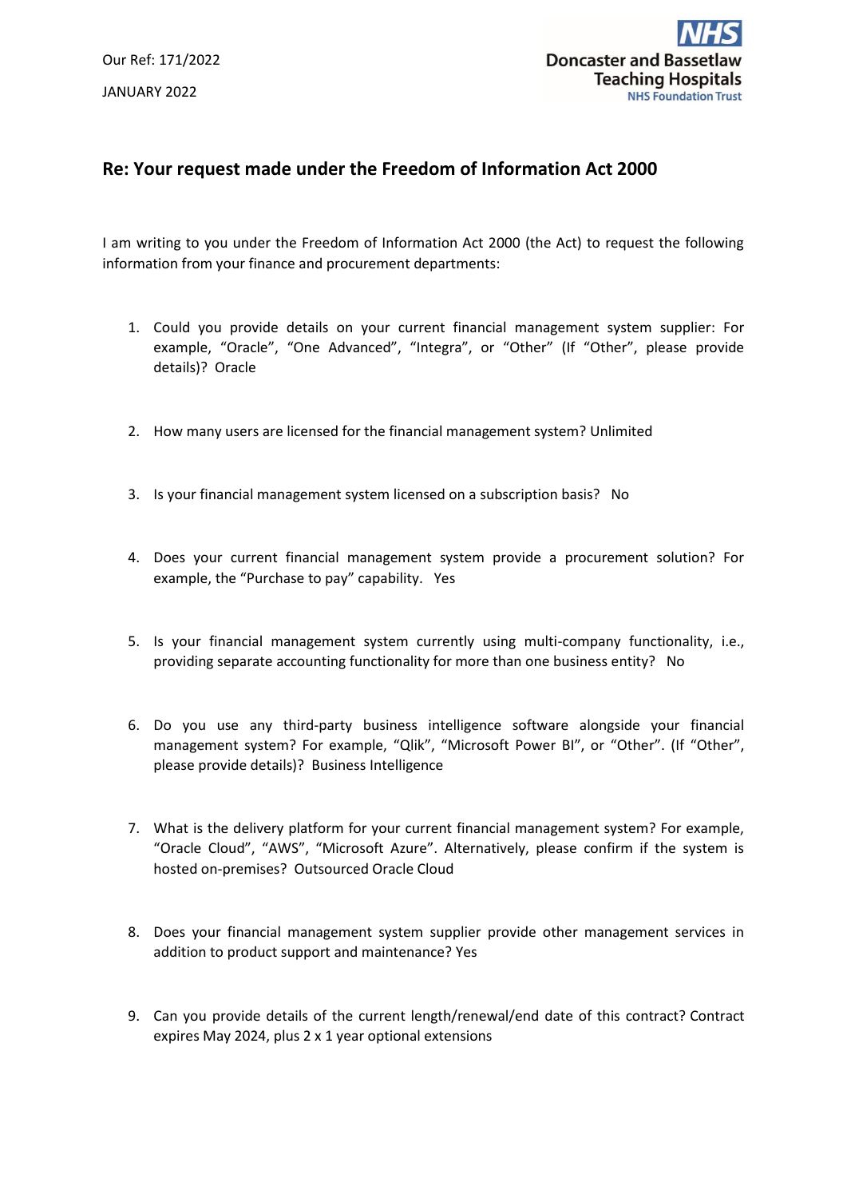Our Ref: 171/2022

JANUARY 2022

Doncaster and Bassetlaw Teaching Hospitals
NHS Foundation Trust

## Re: Your request made under the Freedom of Information Act 2000

I am writing to you under the Freedom of Information Act 2000 (the Act) to request the following information from your finance and procurement departments:

1. Could you provide details on your current financial management system supplier: For example, "Oracle", "One Advanced", "Integra", or "Other" (If "Other", please provide details)? Oracle

2. How many users are licensed for the financial management system? Unlimited

3. Is your financial management system licensed on a subscription basis? No

4. Does your current financial management system provide a procurement solution? For example, the "Purchase to pay" capability. Yes

5. Is your financial management system currently using multi-company functionality, i.e., providing separate accounting functionality for more than one business entity? No

6. Do you use any third-party business intelligence software alongside your financial management system? For example, "Qlik", "Microsoft Power BI", or "Other". (If "Other", please provide details)? Business Intelligence

7. What is the delivery platform for your current financial management system? For example, "Oracle Cloud", "AWS", "Microsoft Azure". Alternatively, please confirm if the system is hosted on-premises? Outsourced Oracle Cloud

8. Does your financial management system supplier provide other management services in addition to product support and maintenance? Yes

9. Can you provide details of the current length/renewal/end date of this contract? Contract expires May 2024, plus 2 x 1 year optional extensions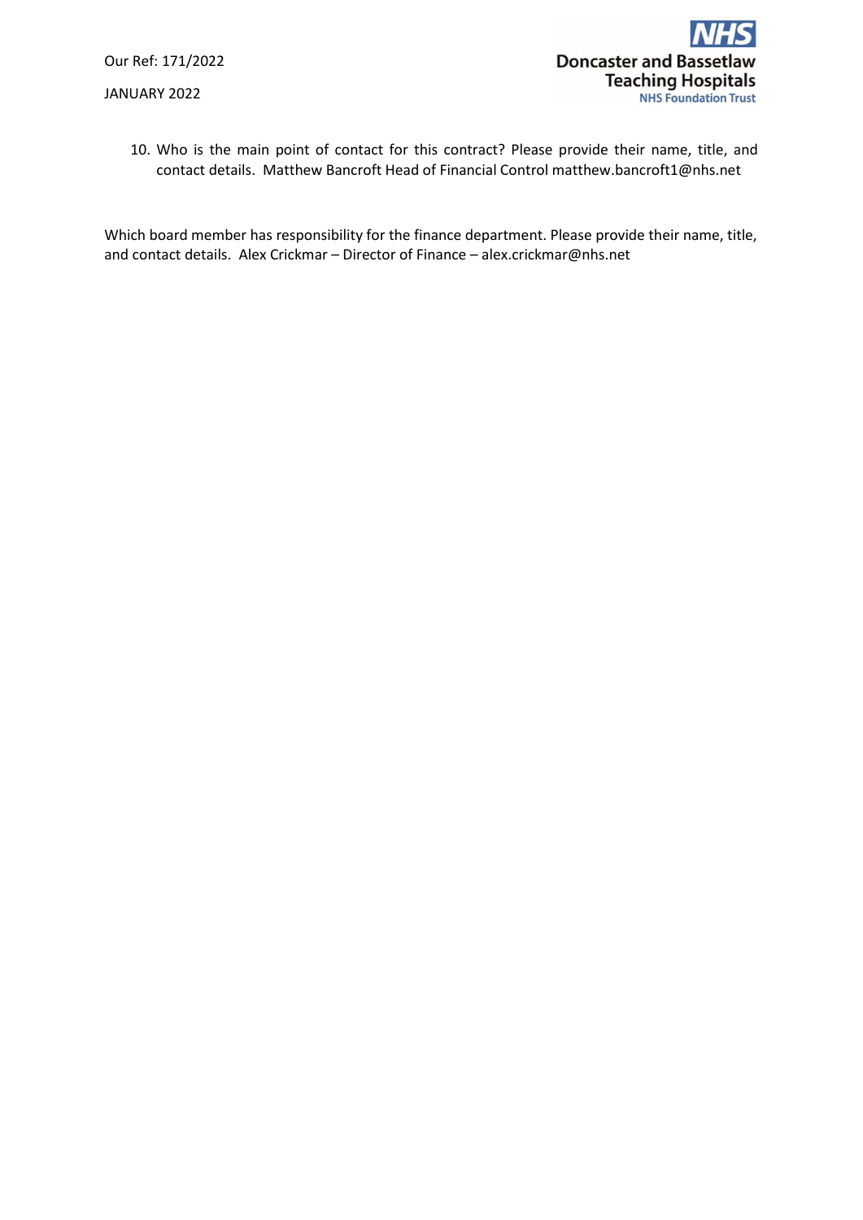10. Who is the main point of contact for this contract? Please provide their name, title, and contact details. Matthew Bancroft Head of Financial Control matthew.bancroft1@nhs.net

Which board member has responsibility for the finance department. Please provide their name, title, and contact details. Alex Crickmar – Director of Finance – alex.crickmar@nhs.net